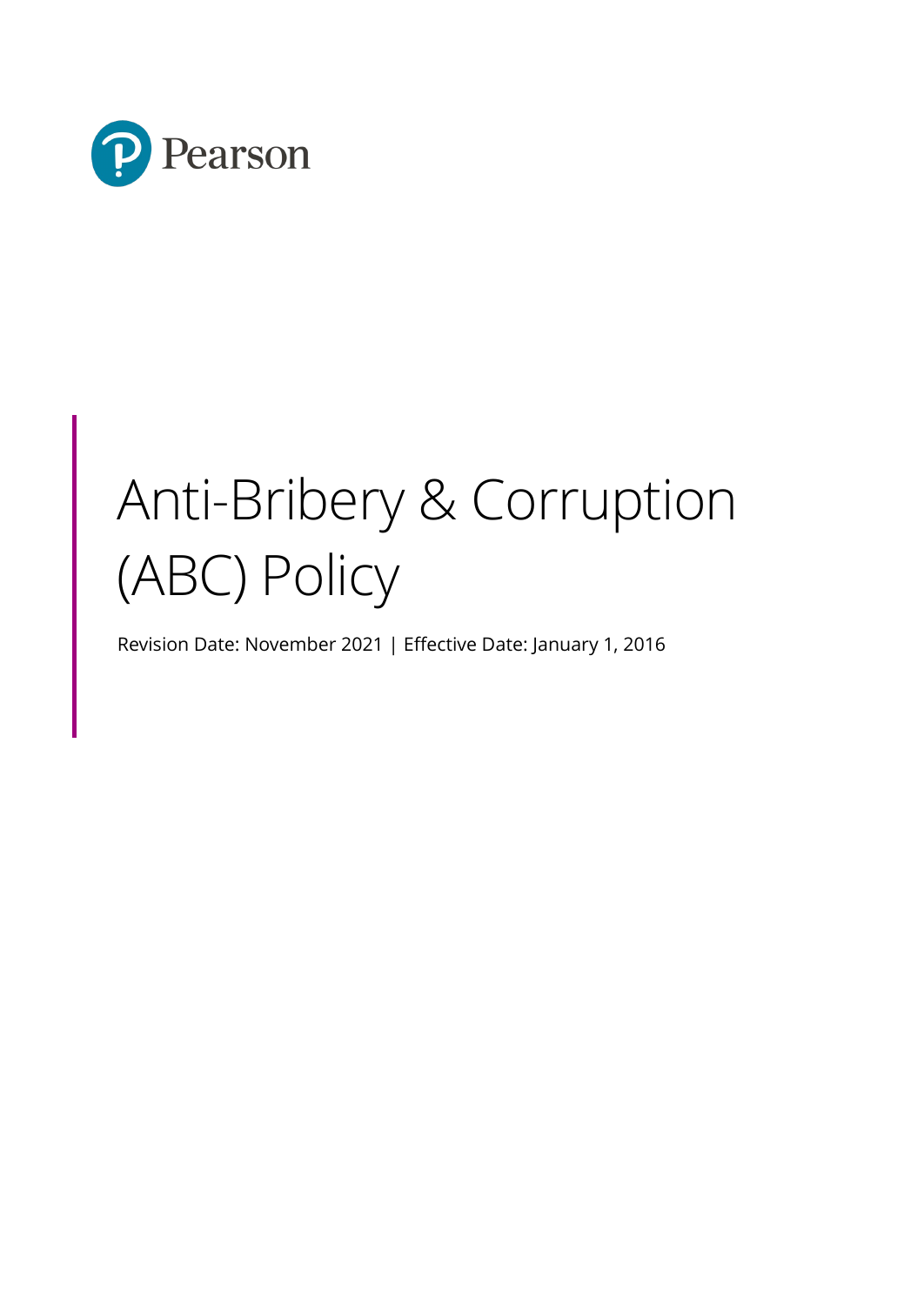Pearson

# Anti-Bribery & Corruption (ABC) Policy

Revision Date: November 2021 | Effective Date: January 1, 2016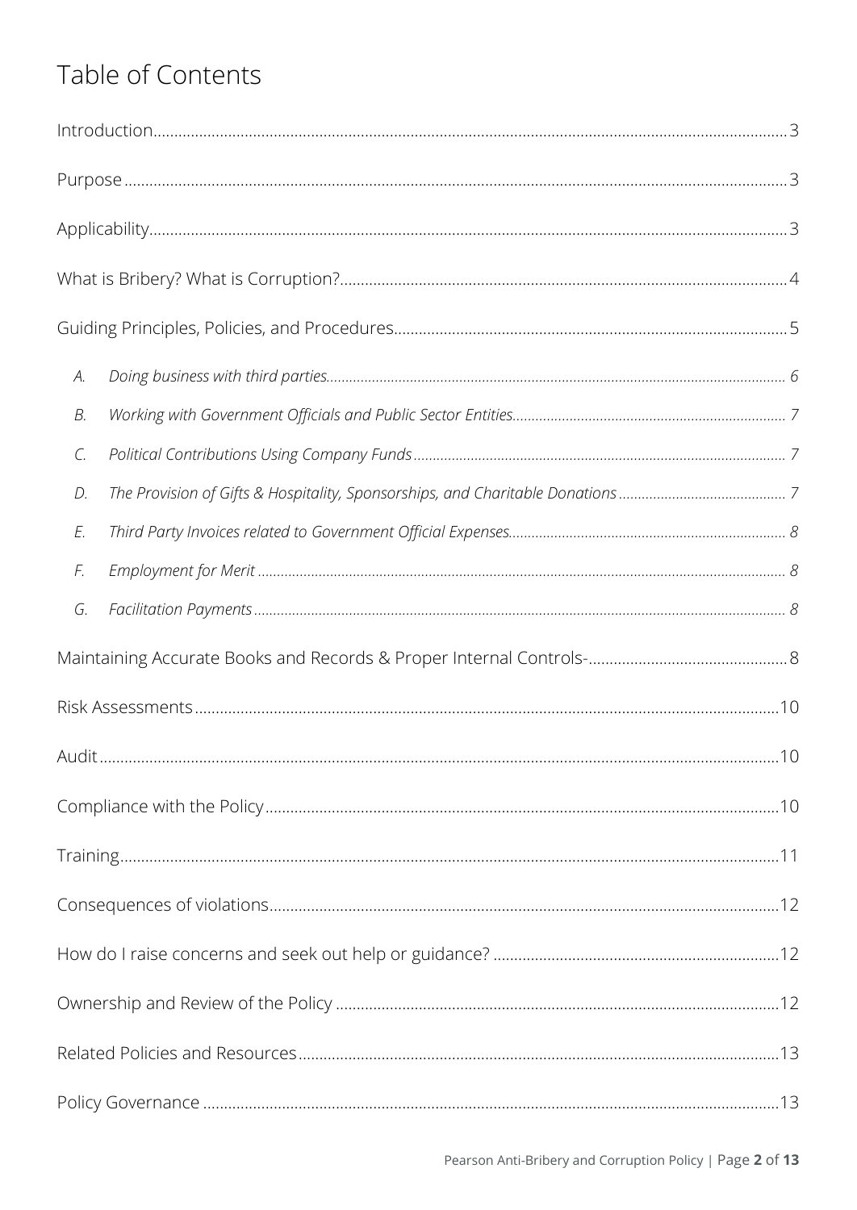# Table of Contents

Introduction ... 3

Purpose ... 3

Applicability ... 3

What is Bribery? What is Corruption? ... 4

Guiding Principles, Policies, and Procedures ... 5

- A. *Doing business with third parties* ... 6
- B. *Working with Government Officials and Public Sector Entities* ... 7
- C. *Political Contributions Using Company Funds* ... 7
- D. *The Provision of Gifts & Hospitality, Sponsorships, and Charitable Donations* ... 7
- E. *Third Party Invoices related to Government Official Expenses* ... 8
- F. *Employment for Merit* ... 8
- G. *Facilitation Payments* ... 8

Maintaining Accurate Books and Records & Proper Internal Controls- ... 8

Risk Assessments ... 10

Audit ... 10

Compliance with the Policy ... 10

Training ... 11

Consequences of violations ... 12

How do I raise concerns and seek out help or guidance? ... 12

Ownership and Review of the Policy ... 12

Related Policies and Resources ... 13

Policy Governance ... 13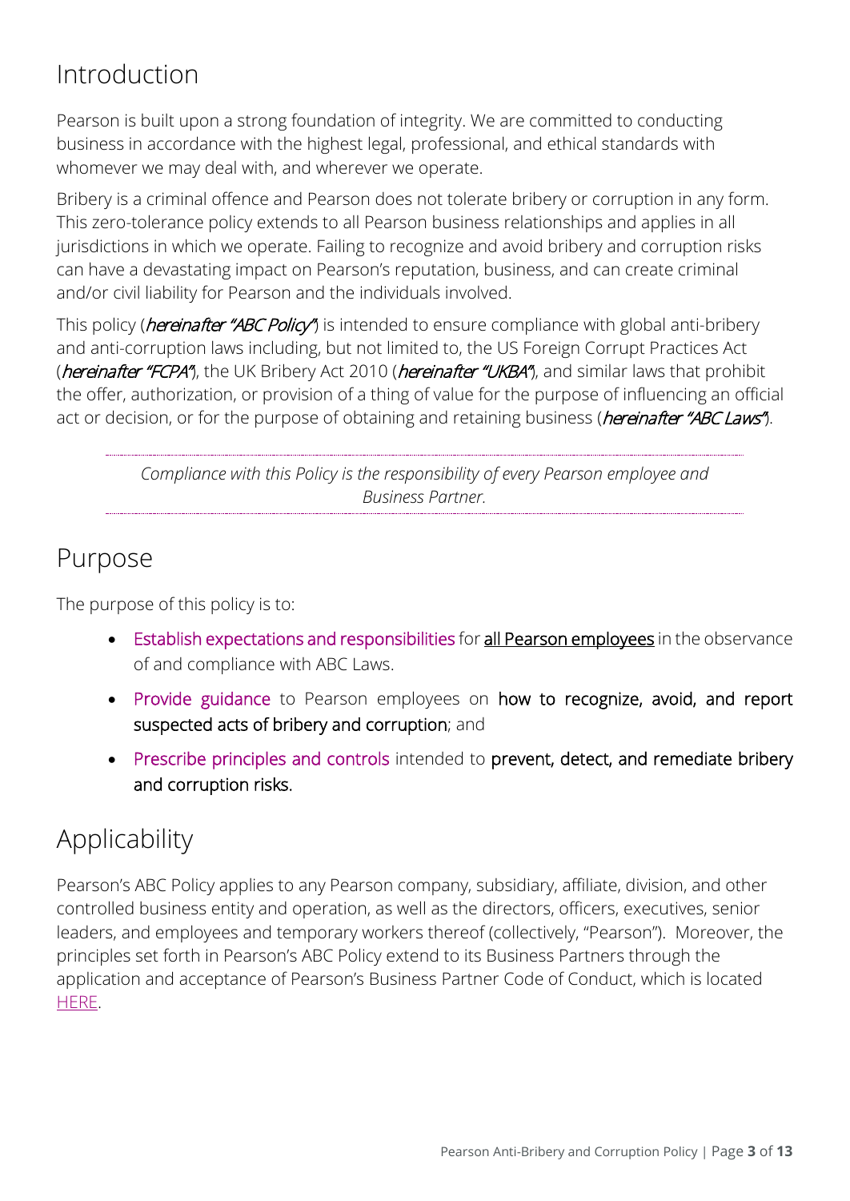## Introduction

Pearson is built upon a strong foundation of integrity. We are committed to conducting business in accordance with the highest legal, professional, and ethical standards with whomever we may deal with, and wherever we operate.

Bribery is a criminal offence and Pearson does not tolerate bribery or corruption in any form. This zero-tolerance policy extends to all Pearson business relationships and applies in all jurisdictions in which we operate. Failing to recognize and avoid bribery and corruption risks can have a devastating impact on Pearson's reputation, business, and can create criminal and/or civil liability for Pearson and the individuals involved.

This policy (*hereinafter "ABC Policy"*) is intended to ensure compliance with global anti-bribery and anti-corruption laws including, but not limited to, the US Foreign Corrupt Practices Act (*hereinafter "FCPA"*), the UK Bribery Act 2010 (*hereinafter "UKBA"*), and similar laws that prohibit the offer, authorization, or provision of a thing of value for the purpose of influencing an official act or decision, or for the purpose of obtaining and retaining business (*hereinafter "ABC Laws"*).

*Compliance with this Policy is the responsibility of every Pearson employee and Business Partner.*

## Purpose

The purpose of this policy is to:

- Establish expectations and responsibilities for **all Pearson employees** in the observance of and compliance with ABC Laws.
- Provide guidance to Pearson employees on **how to recognize, avoid, and report suspected acts of bribery and corruption**; and
- Prescribe principles and controls intended to **prevent, detect, and remediate bribery and corruption risks.**

## Applicability

Pearson's ABC Policy applies to any Pearson company, subsidiary, affiliate, division, and other controlled business entity and operation, as well as the directors, officers, executives, senior leaders, and employees and temporary workers thereof (collectively, "Pearson"). Moreover, the principles set forth in Pearson's ABC Policy extend to its Business Partners through the application and acceptance of Pearson's Business Partner Code of Conduct, which is located HERE.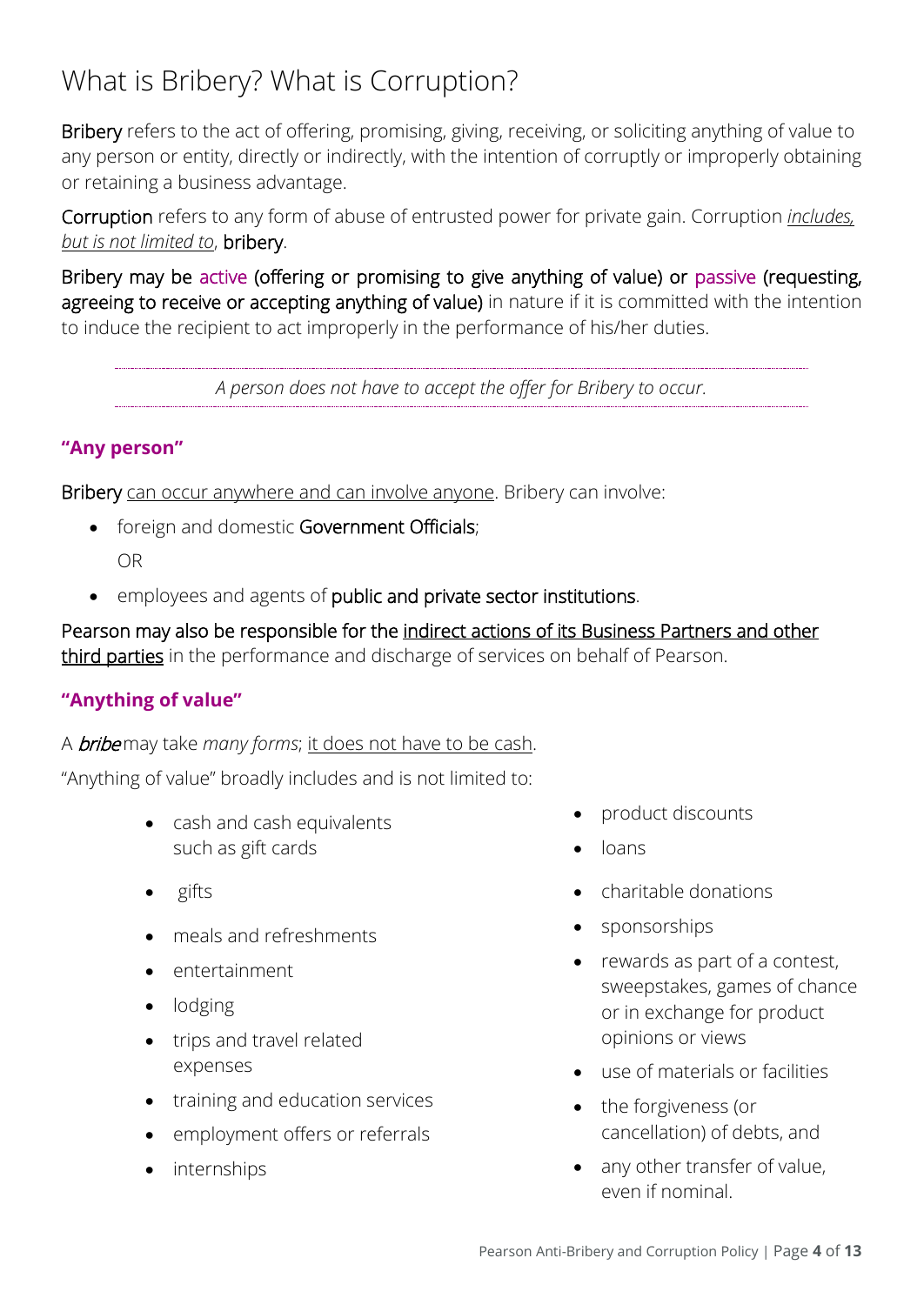# What is Bribery? What is Corruption?

**Bribery** refers to the act of offering, promising, giving, receiving, or soliciting anything of value to any person or entity, directly or indirectly, with the intention of corruptly or improperly obtaining or retaining a business advantage.

**Corruption** refers to any form of abuse of entrusted power for private gain. Corruption *includes, but is not limited to*, **bribery**.

**Bribery may be active (offering or promising to give anything of value) or passive (requesting, agreeing to receive or accepting anything of value)** in nature if it is committed with the intention to induce the recipient to act improperly in the performance of his/her duties.

*A person does not have to accept the offer for Bribery to occur.*

### "Any person"

**Bribery** can occur anywhere and can involve anyone. Bribery can involve:

- foreign and domestic **Government Officials**;

  OR

- employees and agents of **public and private sector institutions**.

**Pearson may also be responsible for the** indirect actions of its Business Partners and other third parties in the performance and discharge of services on behalf of Pearson.

### "Anything of value"

A ***bribe*** may take *many forms*; it does not have to be cash.

"Anything of value" broadly includes and is not limited to:

- cash and cash equivalents such as gift cards
- gifts
- meals and refreshments
- entertainment
- lodging
- trips and travel related expenses
- training and education services
- employment offers or referrals
- internships
- product discounts
- loans
- charitable donations
- sponsorships
- rewards as part of a contest, sweepstakes, games of chance or in exchange for product opinions or views
- use of materials or facilities
- the forgiveness (or cancellation) of debts, and
- any other transfer of value, even if nominal.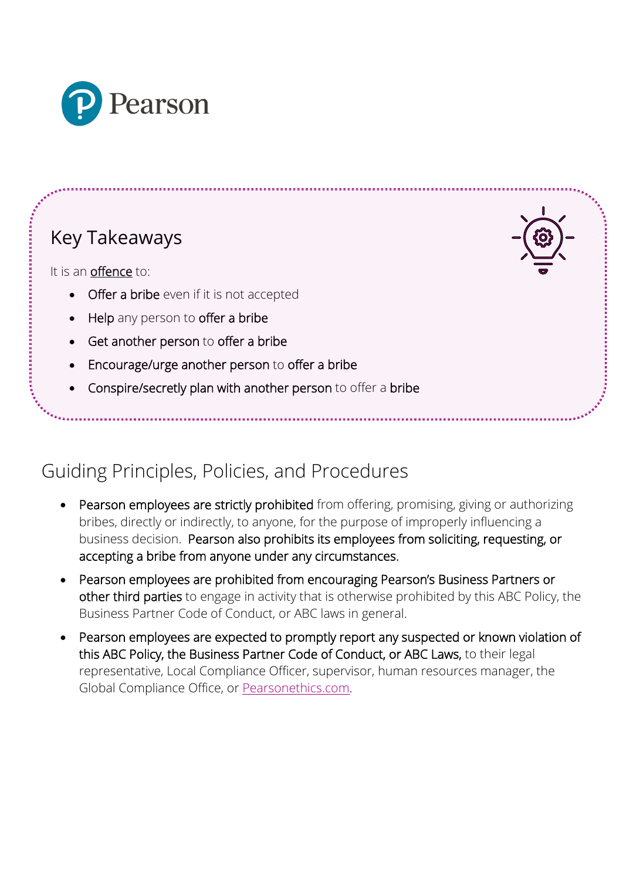## Key Takeaways

It is an offence to:

- **Offer a bribe** even if it is not accepted
- **Help** any person to **offer a bribe**
- **Get another person** to **offer a bribe**
- **Encourage/urge another person** to **offer a bribe**
- **Conspire/secretly plan with another person** to offer a **bribe**

## Guiding Principles, Policies, and Procedures

- **Pearson employees are strictly prohibited** from offering, promising, giving or authorizing bribes, directly or indirectly, to anyone, for the purpose of improperly influencing a business decision. **Pearson also prohibits its employees from soliciting, requesting, or accepting a bribe from anyone under any circumstances.**
- **Pearson employees are prohibited from encouraging Pearson's Business Partners or other third parties** to engage in activity that is otherwise prohibited by this ABC Policy, the Business Partner Code of Conduct, or ABC laws in general.
- **Pearson employees are expected to promptly report any suspected or known violation of this ABC Policy, the Business Partner Code of Conduct, or ABC Laws,** to their legal representative, Local Compliance Officer, supervisor, human resources manager, the Global Compliance Office, or Pearsonethics.com.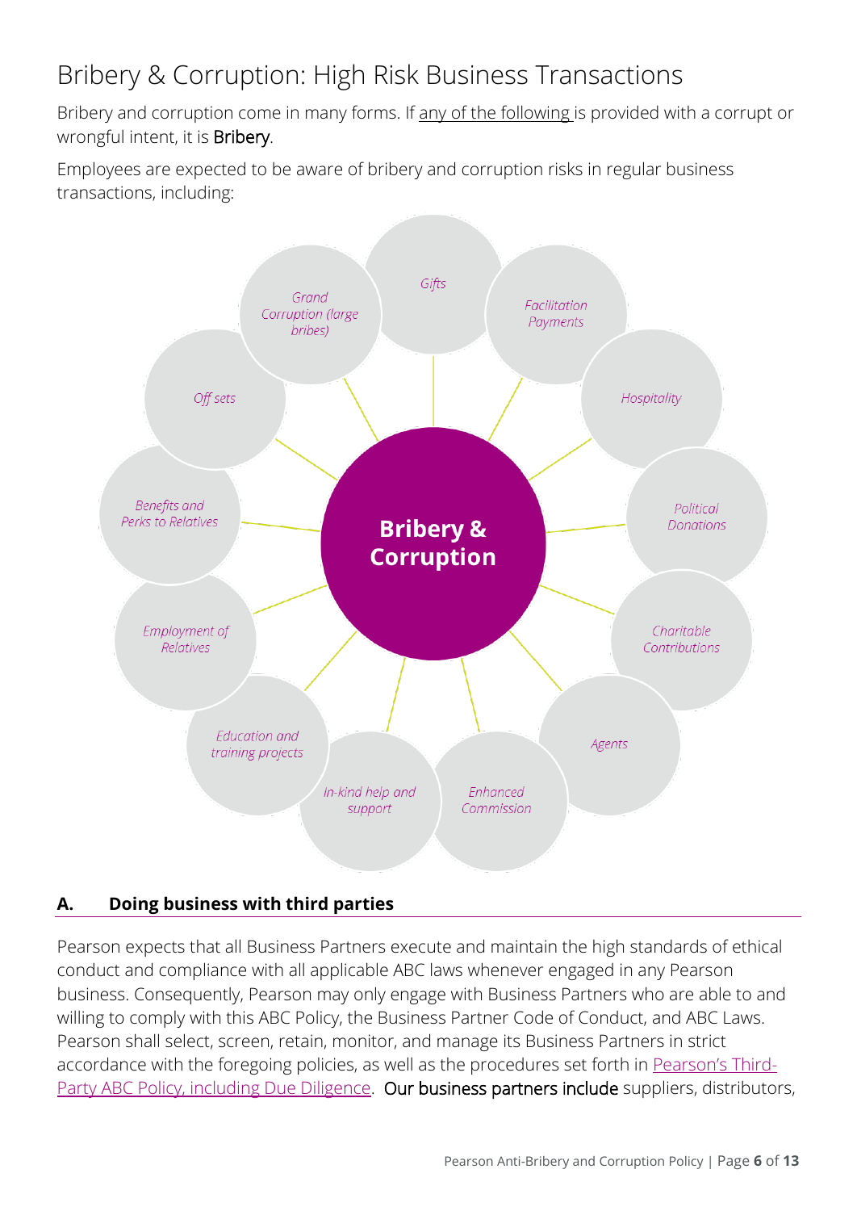# Bribery & Corruption: High Risk Business Transactions

Bribery and corruption come in many forms. If <u>any of the following</u> is provided with a corrupt or wrongful intent, it is **Bribery**.

Employees are expected to be aware of bribery and corruption risks in regular business transactions, including:

**Bribery & Corruption**

- *Gifts*
- *Facilitation Payments*
- *Hospitality*
- *Political Donations*
- *Charitable Contributions*
- *Agents*
- *Enhanced Commission*
- *In-kind help and support*
- *Education and training projects*
- *Employment of Relatives*
- *Benefits and Perks to Relatives*
- *Off sets*
- *Grand Corruption (large bribes)*

## A. Doing business with third parties

Pearson expects that all Business Partners execute and maintain the high standards of ethical conduct and compliance with all applicable ABC laws whenever engaged in any Pearson business. Consequently, Pearson may only engage with Business Partners who are able to and willing to comply with this ABC Policy, the Business Partner Code of Conduct, and ABC Laws. Pearson shall select, screen, retain, monitor, and manage its Business Partners in strict accordance with the foregoing policies, as well as the procedures set forth in <u>Pearson's Third-Party ABC Policy, including Due Diligence</u>. **Our business partners include** suppliers, distributors,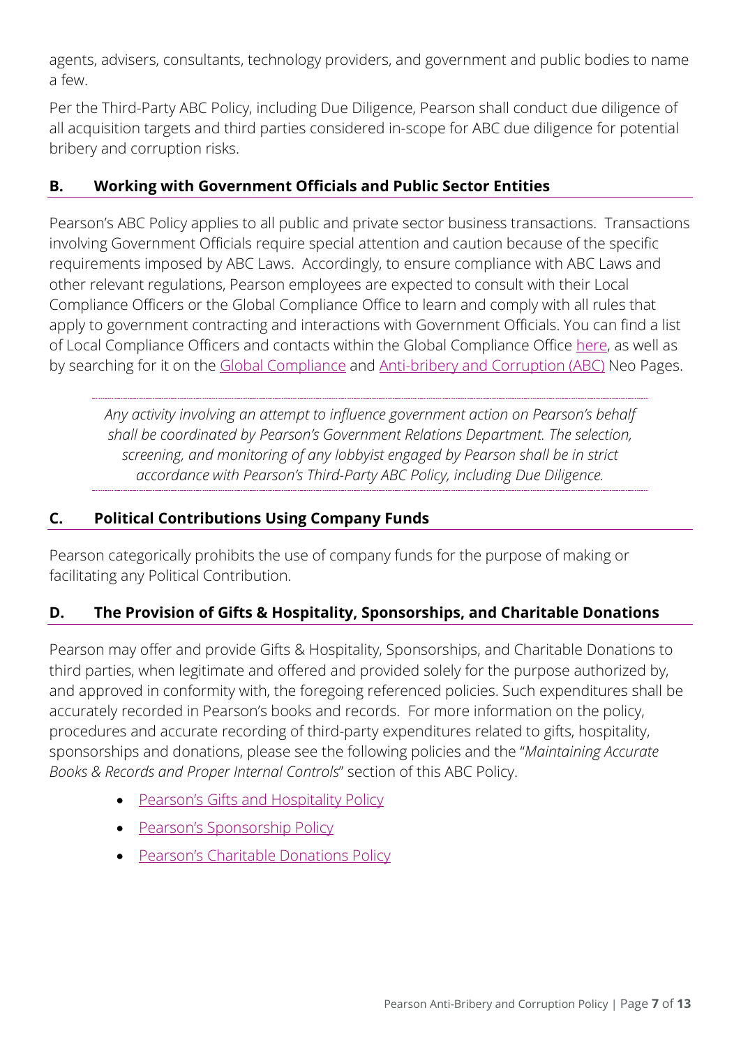agents, advisers, consultants, technology providers, and government and public bodies to name a few.

Per the Third-Party ABC Policy, including Due Diligence, Pearson shall conduct due diligence of all acquisition targets and third parties considered in-scope for ABC due diligence for potential bribery and corruption risks.

## B. Working with Government Officials and Public Sector Entities

Pearson's ABC Policy applies to all public and private sector business transactions. Transactions involving Government Officials require special attention and caution because of the specific requirements imposed by ABC Laws. Accordingly, to ensure compliance with ABC Laws and other relevant regulations, Pearson employees are expected to consult with their Local Compliance Officers or the Global Compliance Office to learn and comply with all rules that apply to government contracting and interactions with Government Officials. You can find a list of Local Compliance Officers and contacts within the Global Compliance Office here, as well as by searching for it on the Global Compliance and Anti-bribery and Corruption (ABC) Neo Pages.

*Any activity involving an attempt to influence government action on Pearson's behalf shall be coordinated by Pearson's Government Relations Department. The selection, screening, and monitoring of any lobbyist engaged by Pearson shall be in strict accordance with Pearson's Third-Party ABC Policy, including Due Diligence.*

## C. Political Contributions Using Company Funds

Pearson categorically prohibits the use of company funds for the purpose of making or facilitating any Political Contribution.

## D. The Provision of Gifts & Hospitality, Sponsorships, and Charitable Donations

Pearson may offer and provide Gifts & Hospitality, Sponsorships, and Charitable Donations to third parties, when legitimate and offered and provided solely for the purpose authorized by, and approved in conformity with, the foregoing referenced policies. Such expenditures shall be accurately recorded in Pearson's books and records. For more information on the policy, procedures and accurate recording of third-party expenditures related to gifts, hospitality, sponsorships and donations, please see the following policies and the "*Maintaining Accurate Books & Records and Proper Internal Controls*" section of this ABC Policy.

- Pearson's Gifts and Hospitality Policy
- Pearson's Sponsorship Policy
- Pearson's Charitable Donations Policy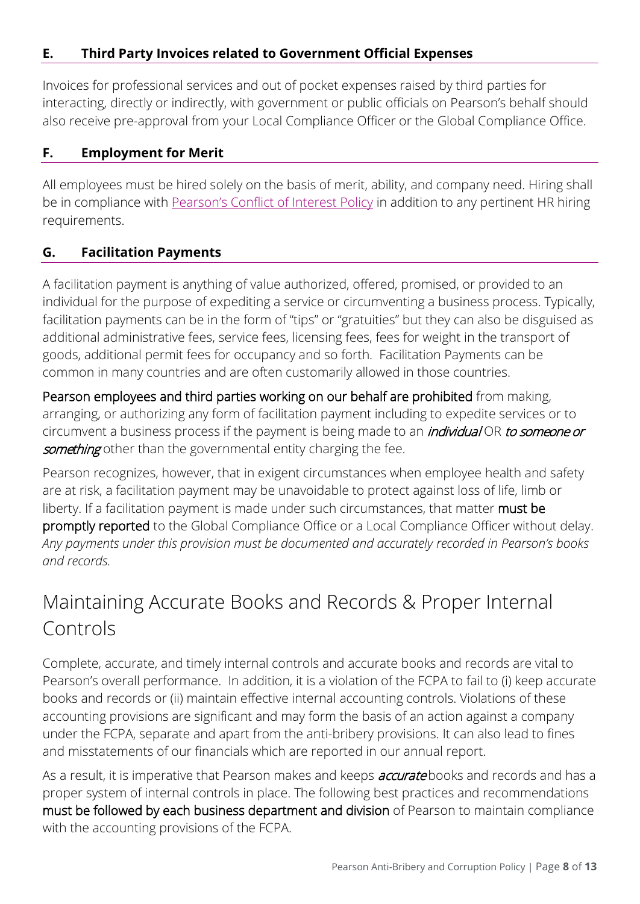### E. Third Party Invoices related to Government Official Expenses

Invoices for professional services and out of pocket expenses raised by third parties for interacting, directly or indirectly, with government or public officials on Pearson's behalf should also receive pre-approval from your Local Compliance Officer or the Global Compliance Office.

### F. Employment for Merit

All employees must be hired solely on the basis of merit, ability, and company need. Hiring shall be in compliance with [Pearson's Conflict of Interest Policy]() in addition to any pertinent HR hiring requirements.

### G. Facilitation Payments

A facilitation payment is anything of value authorized, offered, promised, or provided to an individual for the purpose of expediting a service or circumventing a business process. Typically, facilitation payments can be in the form of "tips" or "gratuities" but they can also be disguised as additional administrative fees, service fees, licensing fees, fees for weight in the transport of goods, additional permit fees for occupancy and so forth. Facilitation Payments can be common in many countries and are often customarily allowed in those countries.

**Pearson employees and third parties working on our behalf are prohibited** from making, arranging, or authorizing any form of facilitation payment including to expedite services or to circumvent a business process if the payment is being made to an ***individual*** OR ***to someone or something*** other than the governmental entity charging the fee.

Pearson recognizes, however, that in exigent circumstances when employee health and safety are at risk, a facilitation payment may be unavoidable to protect against loss of life, limb or liberty. If a facilitation payment is made under such circumstances, that matter **must be promptly reported** to the Global Compliance Office or a Local Compliance Officer without delay. *Any payments under this provision must be documented and accurately recorded in Pearson's books and records.*

## Maintaining Accurate Books and Records & Proper Internal Controls

Complete, accurate, and timely internal controls and accurate books and records are vital to Pearson's overall performance. In addition, it is a violation of the FCPA to fail to (i) keep accurate books and records or (ii) maintain effective internal accounting controls. Violations of these accounting provisions are significant and may form the basis of an action against a company under the FCPA, separate and apart from the anti-bribery provisions. It can also lead to fines and misstatements of our financials which are reported in our annual report.

As a result, it is imperative that Pearson makes and keeps ***accurate*** books and records and has a proper system of internal controls in place. The following best practices and recommendations **must be followed by each business department and division** of Pearson to maintain compliance with the accounting provisions of the FCPA.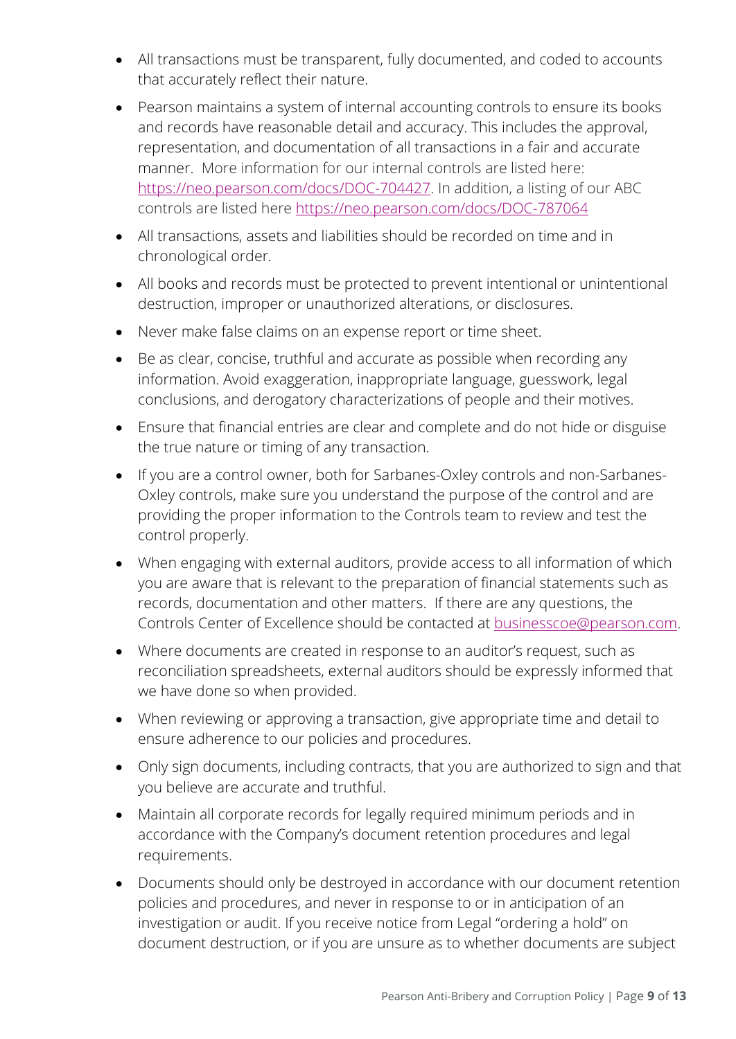- All transactions must be transparent, fully documented, and coded to accounts that accurately reflect their nature.
- Pearson maintains a system of internal accounting controls to ensure its books and records have reasonable detail and accuracy. This includes the approval, representation, and documentation of all transactions in a fair and accurate manner. More information for our internal controls are listed here: [https://neo.pearson.com/docs/DOC-704427](https://neo.pearson.com/docs/DOC-704427). In addition, a listing of our ABC controls are listed here [https://neo.pearson.com/docs/DOC-787064](https://neo.pearson.com/docs/DOC-787064)
- All transactions, assets and liabilities should be recorded on time and in chronological order.
- All books and records must be protected to prevent intentional or unintentional destruction, improper or unauthorized alterations, or disclosures.
- Never make false claims on an expense report or time sheet.
- Be as clear, concise, truthful and accurate as possible when recording any information. Avoid exaggeration, inappropriate language, guesswork, legal conclusions, and derogatory characterizations of people and their motives.
- Ensure that financial entries are clear and complete and do not hide or disguise the true nature or timing of any transaction.
- If you are a control owner, both for Sarbanes-Oxley controls and non-Sarbanes-Oxley controls, make sure you understand the purpose of the control and are providing the proper information to the Controls team to review and test the control properly.
- When engaging with external auditors, provide access to all information of which you are aware that is relevant to the preparation of financial statements such as records, documentation and other matters. If there are any questions, the Controls Center of Excellence should be contacted at [businesscoe@pearson.com](mailto:businesscoe@pearson.com).
- Where documents are created in response to an auditor's request, such as reconciliation spreadsheets, external auditors should be expressly informed that we have done so when provided.
- When reviewing or approving a transaction, give appropriate time and detail to ensure adherence to our policies and procedures.
- Only sign documents, including contracts, that you are authorized to sign and that you believe are accurate and truthful.
- Maintain all corporate records for legally required minimum periods and in accordance with the Company's document retention procedures and legal requirements.
- Documents should only be destroyed in accordance with our document retention policies and procedures, and never in response to or in anticipation of an investigation or audit. If you receive notice from Legal "ordering a hold" on document destruction, or if you are unsure as to whether documents are subject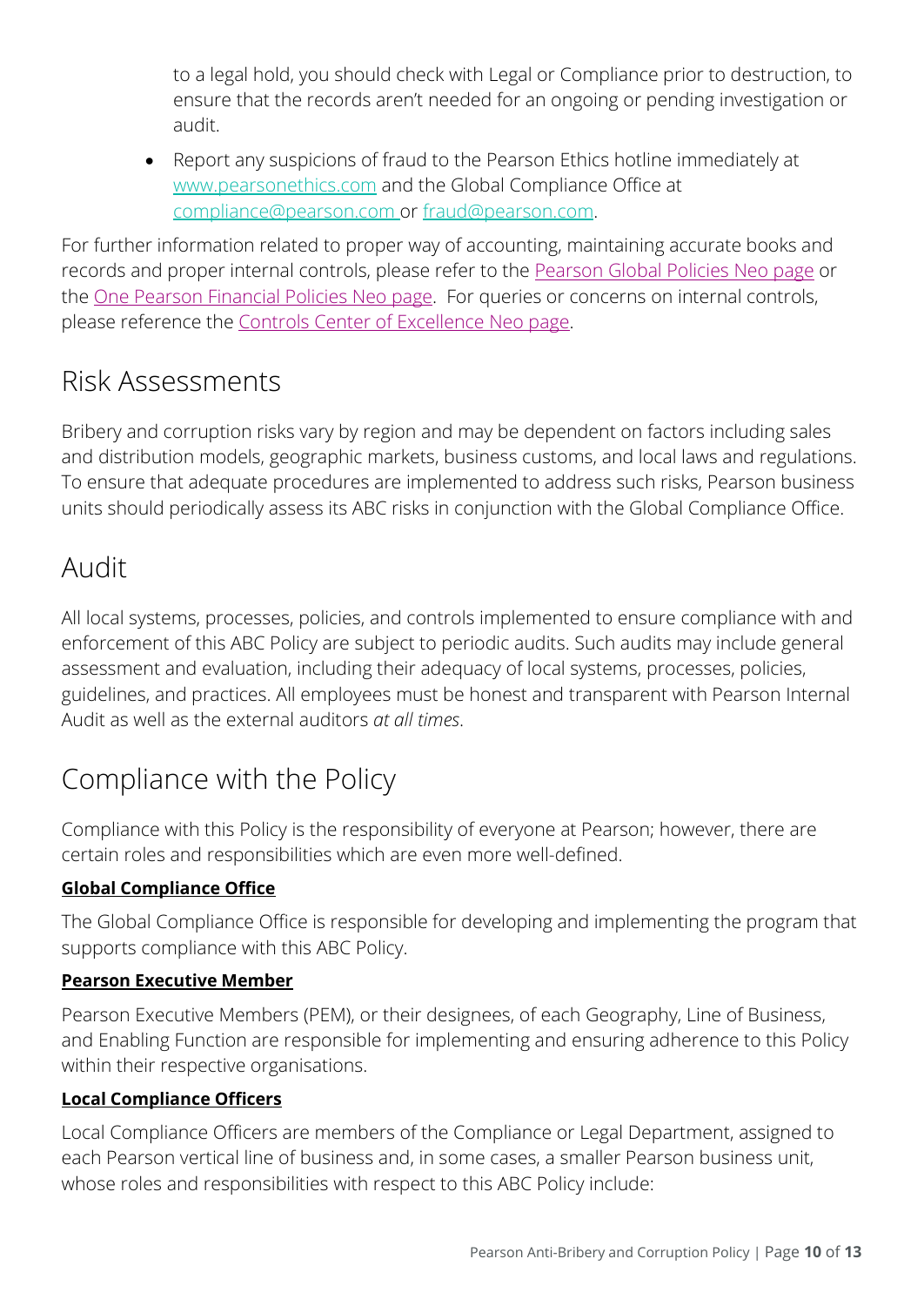to a legal hold, you should check with Legal or Compliance prior to destruction, to ensure that the records aren't needed for an ongoing or pending investigation or audit.

- Report any suspicions of fraud to the Pearson Ethics hotline immediately at www.pearsonethics.com and the Global Compliance Office at compliance@pearson.com or fraud@pearson.com.

For further information related to proper way of accounting, maintaining accurate books and records and proper internal controls, please refer to the Pearson Global Policies Neo page or the One Pearson Financial Policies Neo page. For queries or concerns on internal controls, please reference the Controls Center of Excellence Neo page.

## Risk Assessments

Bribery and corruption risks vary by region and may be dependent on factors including sales and distribution models, geographic markets, business customs, and local laws and regulations. To ensure that adequate procedures are implemented to address such risks, Pearson business units should periodically assess its ABC risks in conjunction with the Global Compliance Office.

## Audit

All local systems, processes, policies, and controls implemented to ensure compliance with and enforcement of this ABC Policy are subject to periodic audits. Such audits may include general assessment and evaluation, including their adequacy of local systems, processes, policies, guidelines, and practices. All employees must be honest and transparent with Pearson Internal Audit as well as the external auditors *at all times*.

## Compliance with the Policy

Compliance with this Policy is the responsibility of everyone at Pearson; however, there are certain roles and responsibilities which are even more well-defined.

**Global Compliance Office**

The Global Compliance Office is responsible for developing and implementing the program that supports compliance with this ABC Policy.

**Pearson Executive Member**

Pearson Executive Members (PEM), or their designees, of each Geography, Line of Business, and Enabling Function are responsible for implementing and ensuring adherence to this Policy within their respective organisations.

**Local Compliance Officers**

Local Compliance Officers are members of the Compliance or Legal Department, assigned to each Pearson vertical line of business and, in some cases, a smaller Pearson business unit, whose roles and responsibilities with respect to this ABC Policy include: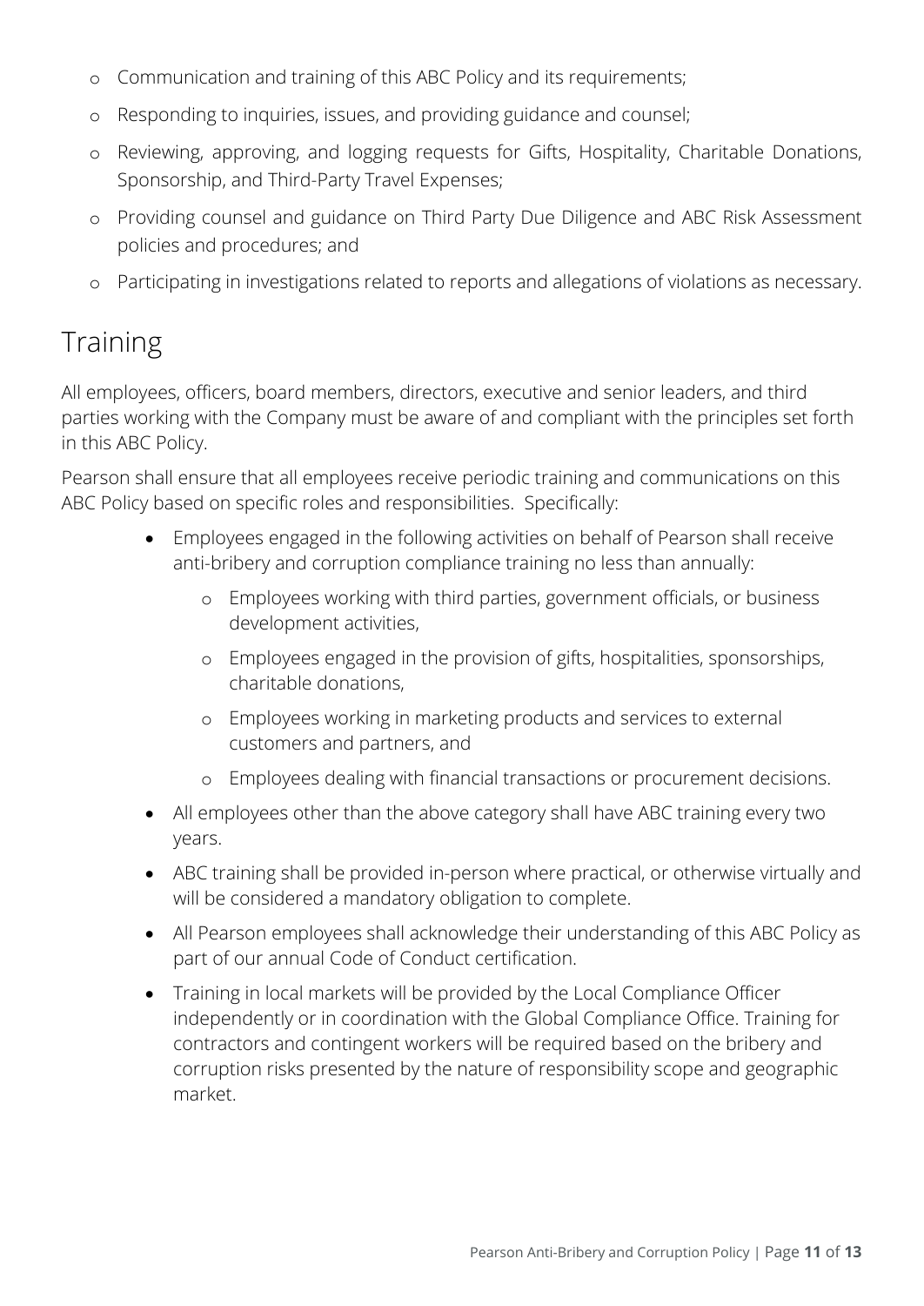- Communication and training of this ABC Policy and its requirements;
- Responding to inquiries, issues, and providing guidance and counsel;
- Reviewing, approving, and logging requests for Gifts, Hospitality, Charitable Donations, Sponsorship, and Third-Party Travel Expenses;
- Providing counsel and guidance on Third Party Due Diligence and ABC Risk Assessment policies and procedures; and
- Participating in investigations related to reports and allegations of violations as necessary.

## Training

All employees, officers, board members, directors, executive and senior leaders, and third parties working with the Company must be aware of and compliant with the principles set forth in this ABC Policy.

Pearson shall ensure that all employees receive periodic training and communications on this ABC Policy based on specific roles and responsibilities. Specifically:

- Employees engaged in the following activities on behalf of Pearson shall receive anti-bribery and corruption compliance training no less than annually:
  - Employees working with third parties, government officials, or business development activities,
  - Employees engaged in the provision of gifts, hospitalities, sponsorships, charitable donations,
  - Employees working in marketing products and services to external customers and partners, and
  - Employees dealing with financial transactions or procurement decisions.
- All employees other than the above category shall have ABC training every two years.
- ABC training shall be provided in-person where practical, or otherwise virtually and will be considered a mandatory obligation to complete.
- All Pearson employees shall acknowledge their understanding of this ABC Policy as part of our annual Code of Conduct certification.
- Training in local markets will be provided by the Local Compliance Officer independently or in coordination with the Global Compliance Office. Training for contractors and contingent workers will be required based on the bribery and corruption risks presented by the nature of responsibility scope and geographic market.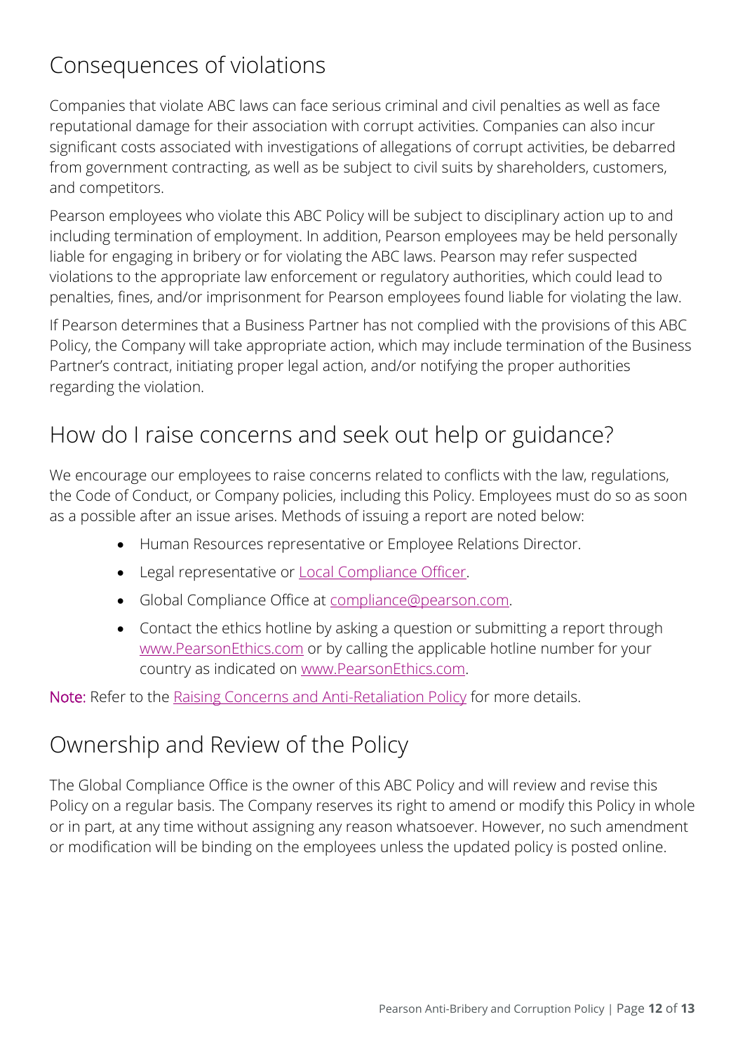## Consequences of violations

Companies that violate ABC laws can face serious criminal and civil penalties as well as face reputational damage for their association with corrupt activities. Companies can also incur significant costs associated with investigations of allegations of corrupt activities, be debarred from government contracting, as well as be subject to civil suits by shareholders, customers, and competitors.

Pearson employees who violate this ABC Policy will be subject to disciplinary action up to and including termination of employment. In addition, Pearson employees may be held personally liable for engaging in bribery or for violating the ABC laws. Pearson may refer suspected violations to the appropriate law enforcement or regulatory authorities, which could lead to penalties, fines, and/or imprisonment for Pearson employees found liable for violating the law.

If Pearson determines that a Business Partner has not complied with the provisions of this ABC Policy, the Company will take appropriate action, which may include termination of the Business Partner's contract, initiating proper legal action, and/or notifying the proper authorities regarding the violation.

## How do I raise concerns and seek out help or guidance?

We encourage our employees to raise concerns related to conflicts with the law, regulations, the Code of Conduct, or Company policies, including this Policy. Employees must do so as soon as a possible after an issue arises. Methods of issuing a report are noted below:

- Human Resources representative or Employee Relations Director.
- Legal representative or Local Compliance Officer.
- Global Compliance Office at compliance@pearson.com.
- Contact the ethics hotline by asking a question or submitting a report through www.PearsonEthics.com or by calling the applicable hotline number for your country as indicated on www.PearsonEthics.com.

**Note:** Refer to the Raising Concerns and Anti-Retaliation Policy for more details.

## Ownership and Review of the Policy

The Global Compliance Office is the owner of this ABC Policy and will review and revise this Policy on a regular basis. The Company reserves its right to amend or modify this Policy in whole or in part, at any time without assigning any reason whatsoever. However, no such amendment or modification will be binding on the employees unless the updated policy is posted online.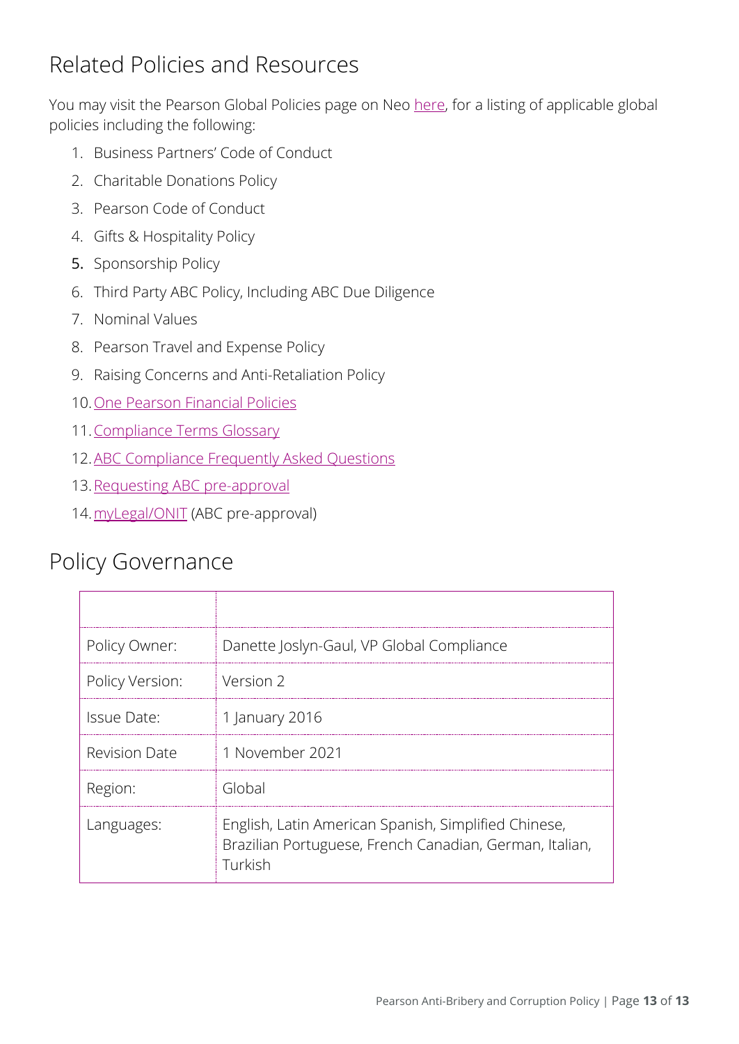## Related Policies and Resources

You may visit the Pearson Global Policies page on Neo here, for a listing of applicable global policies including the following:

1. Business Partners' Code of Conduct
2. Charitable Donations Policy
3. Pearson Code of Conduct
4. Gifts & Hospitality Policy
5. Sponsorship Policy
6. Third Party ABC Policy, Including ABC Due Diligence
7. Nominal Values
8. Pearson Travel and Expense Policy
9. Raising Concerns and Anti-Retaliation Policy
10. One Pearson Financial Policies
11. Compliance Terms Glossary
12. ABC Compliance Frequently Asked Questions
13. Requesting ABC pre-approval
14. myLegal/ONIT (ABC pre-approval)

## Policy Governance

| | |
|---|---|
| Policy Owner: | Danette Joslyn-Gaul, VP Global Compliance |
| Policy Version: | Version 2 |
| Issue Date: | 1 January 2016 |
| Revision Date | 1 November 2021 |
| Region: | Global |
| Languages: | English, Latin American Spanish, Simplified Chinese, Brazilian Portuguese, French Canadian, German, Italian, Turkish |